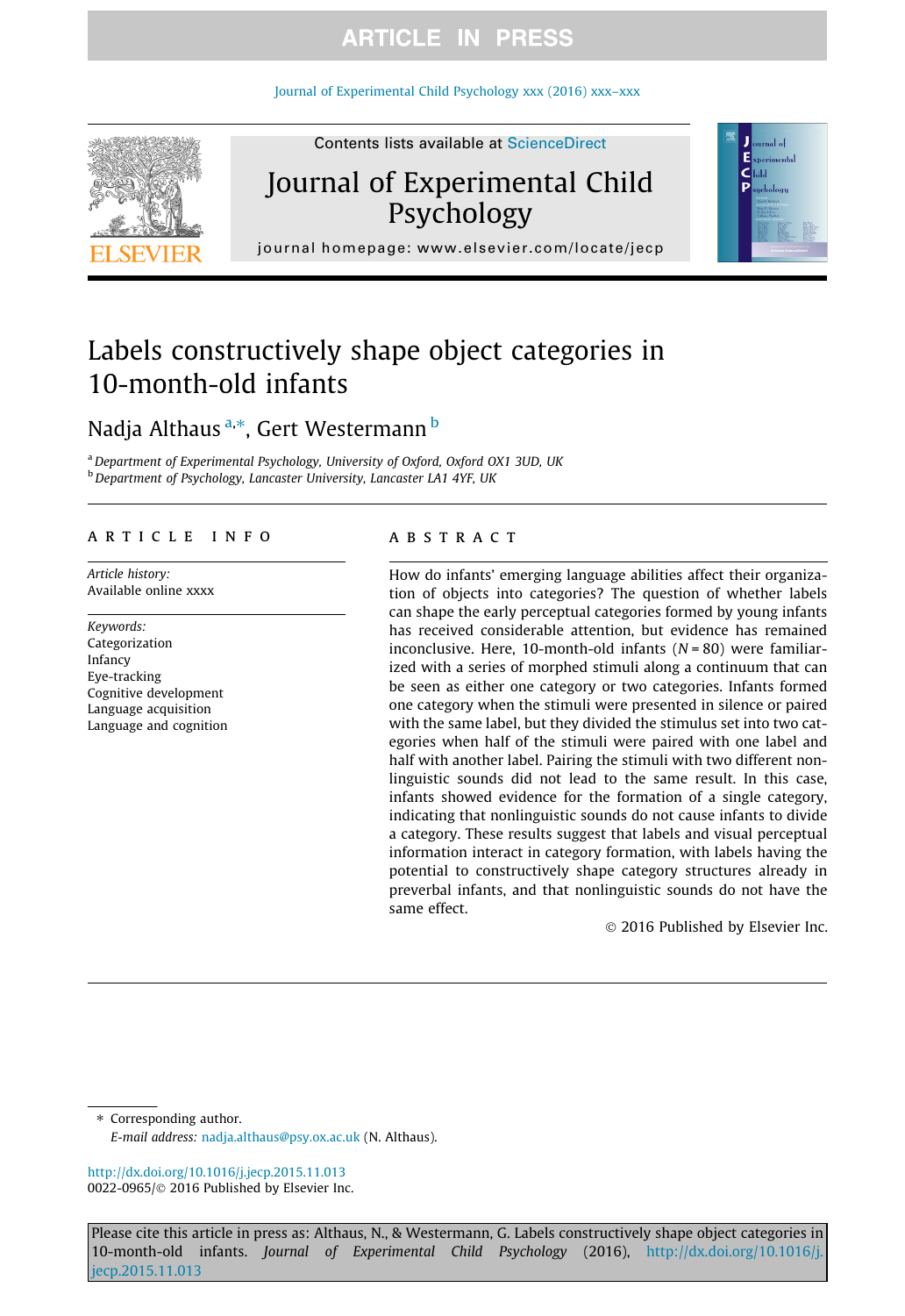# Labels constructively shape object categories in 10-month-old infants

Nadja Althaus [a,*], Gert Westermann [b]

[a] Department of Experimental Psychology, University of Oxford, Oxford OX1 3UD, UK
[b] Department of Psychology, Lancaster University, Lancaster LA1 4YF, UK

## ARTICLE INFO

*Article history:*
Available online xxxx

*Keywords:*
Categorization
Infancy
Eye-tracking
Cognitive development
Language acquisition
Language and cognition

## ABSTRACT

How do infants' emerging language abilities affect their organization of objects into categories? The question of whether labels can shape the early perceptual categories formed by young infants has received considerable attention, but evidence has remained inconclusive. Here, 10-month-old infants ($N = 80$) were familiarized with a series of morphed stimuli along a continuum that can be seen as either one category or two categories. Infants formed one category when the stimuli were presented in silence or paired with the same label, but they divided the stimulus set into two categories when half of the stimuli were paired with one label and half with another label. Pairing the stimuli with two different nonlinguistic sounds did not lead to the same result. In this case, infants showed evidence for the formation of a single category, indicating that nonlinguistic sounds do not cause infants to divide a category. These results suggest that labels and visual perceptual information interact in category formation, with labels having the potential to constructively shape category structures already in preverbal infants, and that nonlinguistic sounds do not have the same effect.

© 2016 Published by Elsevier Inc.

---

* Corresponding author.
*E-mail address:* nadja.althaus@psy.ox.ac.uk (N. Althaus).

http://dx.doi.org/10.1016/j.jecp.2015.11.013
0022-0965/© 2016 Published by Elsevier Inc.

Please cite this article in press as: Althaus, N., & Westermann, G. Labels constructively shape object categories in 10-month-old infants. *Journal of Experimental Child Psychology* (2016), http://dx.doi.org/10.1016/j.jecp.2015.11.013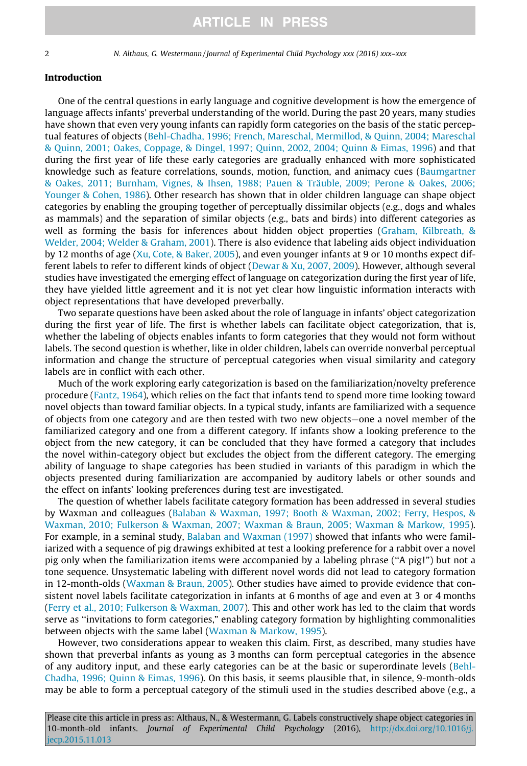## Introduction

One of the central questions in early language and cognitive development is how the emergence of language affects infants' preverbal understanding of the world. During the past 20 years, many studies have shown that even very young infants can rapidly form categories on the basis of the static perceptual features of objects (Behl-Chadha, 1996; French, Mareschal, Mermillod, & Quinn, 2004; Mareschal & Quinn, 2001; Oakes, Coppage, & Dingel, 1997; Quinn, 2002, 2004; Quinn & Eimas, 1996) and that during the first year of life these early categories are gradually enhanced with more sophisticated knowledge such as feature correlations, sounds, motion, function, and animacy cues (Baumgartner & Oakes, 2011; Burnham, Vignes, & Ihsen, 1988; Pauen & Träuble, 2009; Perone & Oakes, 2006; Younger & Cohen, 1986). Other research has shown that in older children language can shape object categories by enabling the grouping together of perceptually dissimilar objects (e.g., dogs and whales as mammals) and the separation of similar objects (e.g., bats and birds) into different categories as well as forming the basis for inferences about hidden object properties (Graham, Kilbreath, & Welder, 2004; Welder & Graham, 2001). There is also evidence that labeling aids object individuation by 12 months of age (Xu, Cote, & Baker, 2005), and even younger infants at 9 or 10 months expect different labels to refer to different kinds of object (Dewar & Xu, 2007, 2009). However, although several studies have investigated the emerging effect of language on categorization during the first year of life, they have yielded little agreement and it is not yet clear how linguistic information interacts with object representations that have developed preverbally.

Two separate questions have been asked about the role of language in infants' object categorization during the first year of life. The first is whether labels can facilitate object categorization, that is, whether the labeling of objects enables infants to form categories that they would not form without labels. The second question is whether, like in older children, labels can override nonverbal perceptual information and change the structure of perceptual categories when visual similarity and category labels are in conflict with each other.

Much of the work exploring early categorization is based on the familiarization/novelty preference procedure (Fantz, 1964), which relies on the fact that infants tend to spend more time looking toward novel objects than toward familiar objects. In a typical study, infants are familiarized with a sequence of objects from one category and are then tested with two new objects—one a novel member of the familiarized category and one from a different category. If infants show a looking preference to the object from the new category, it can be concluded that they have formed a category that includes the novel within-category object but excludes the object from the different category. The emerging ability of language to shape categories has been studied in variants of this paradigm in which the objects presented during familiarization are accompanied by auditory labels or other sounds and the effect on infants' looking preferences during test are investigated.

The question of whether labels facilitate category formation has been addressed in several studies by Waxman and colleagues (Balaban & Waxman, 1997; Booth & Waxman, 2002; Ferry, Hespos, & Waxman, 2010; Fulkerson & Waxman, 2007; Waxman & Braun, 2005; Waxman & Markow, 1995). For example, in a seminal study, Balaban and Waxman (1997) showed that infants who were familiarized with a sequence of pig drawings exhibited at test a looking preference for a rabbit over a novel pig only when the familiarization items were accompanied by a labeling phrase (''A pig!'') but not a tone sequence. Unsystematic labeling with different novel words did not lead to category formation in 12-month-olds (Waxman & Braun, 2005). Other studies have aimed to provide evidence that consistent novel labels facilitate categorization in infants at 6 months of age and even at 3 or 4 months (Ferry et al., 2010; Fulkerson & Waxman, 2007). This and other work has led to the claim that words serve as ''invitations to form categories,'' enabling category formation by highlighting commonalities between objects with the same label (Waxman & Markow, 1995).

However, two considerations appear to weaken this claim. First, as described, many studies have shown that preverbal infants as young as 3 months can form perceptual categories in the absence of any auditory input, and these early categories can be at the basic or superordinate levels (Behl-Chadha, 1996; Quinn & Eimas, 1996). On this basis, it seems plausible that, in silence, 9-month-olds may be able to form a perceptual category of the stimuli used in the studies described above (e.g., a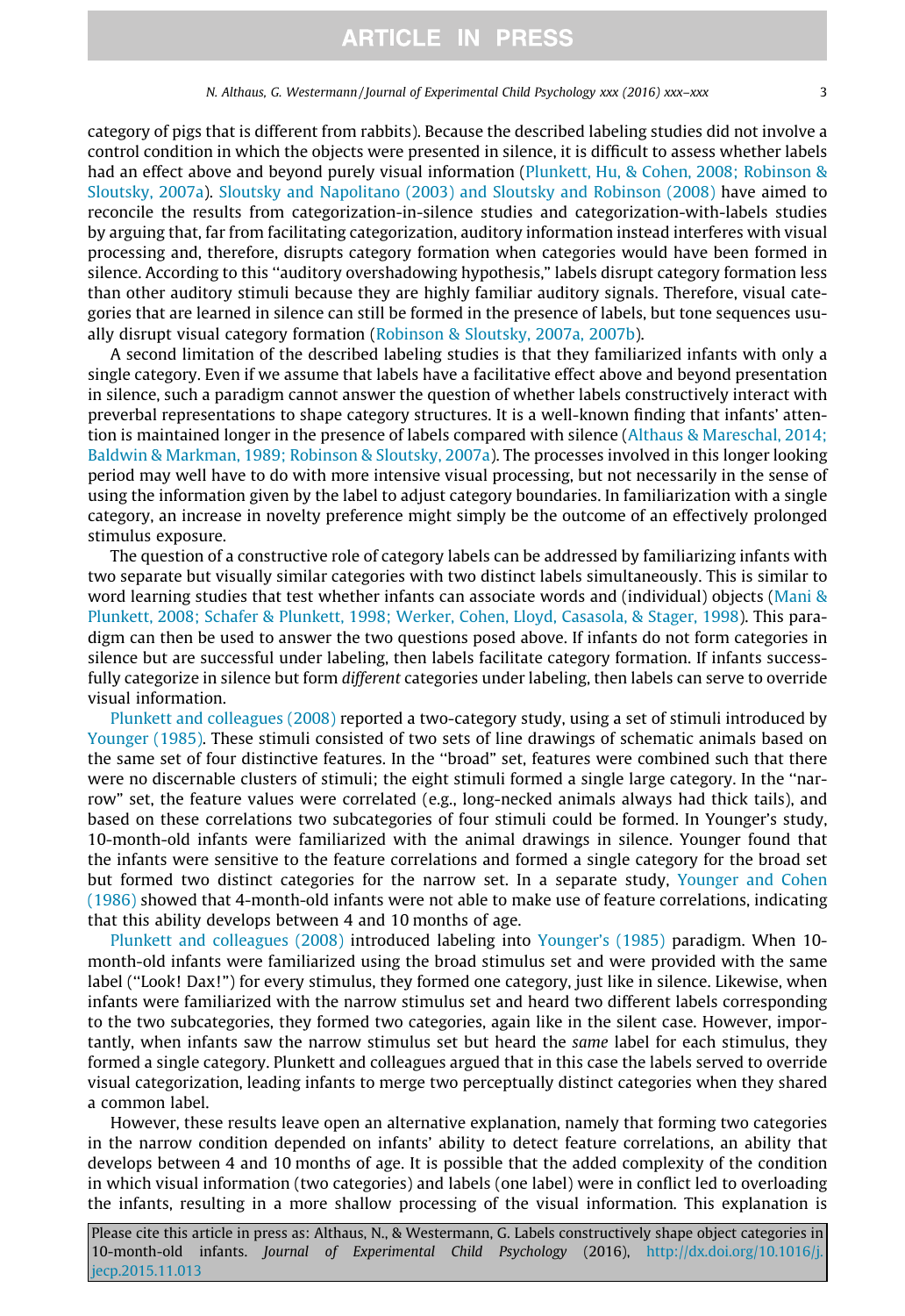category of pigs that is different from rabbits). Because the described labeling studies did not involve a control condition in which the objects were presented in silence, it is difficult to assess whether labels had an effect above and beyond purely visual information (Plunkett, Hu, & Cohen, 2008; Robinson & Sloutsky, 2007a). Sloutsky and Napolitano (2003) and Sloutsky and Robinson (2008) have aimed to reconcile the results from categorization-in-silence studies and categorization-with-labels studies by arguing that, far from facilitating categorization, auditory information instead interferes with visual processing and, therefore, disrupts category formation when categories would have been formed in silence. According to this ''auditory overshadowing hypothesis,'' labels disrupt category formation less than other auditory stimuli because they are highly familiar auditory signals. Therefore, visual categories that are learned in silence can still be formed in the presence of labels, but tone sequences usually disrupt visual category formation (Robinson & Sloutsky, 2007a, 2007b).

A second limitation of the described labeling studies is that they familiarized infants with only a single category. Even if we assume that labels have a facilitative effect above and beyond presentation in silence, such a paradigm cannot answer the question of whether labels constructively interact with preverbal representations to shape category structures. It is a well-known finding that infants' attention is maintained longer in the presence of labels compared with silence (Althaus & Mareschal, 2014; Baldwin & Markman, 1989; Robinson & Sloutsky, 2007a). The processes involved in this longer looking period may well have to do with more intensive visual processing, but not necessarily in the sense of using the information given by the label to adjust category boundaries. In familiarization with a single category, an increase in novelty preference might simply be the outcome of an effectively prolonged stimulus exposure.

The question of a constructive role of category labels can be addressed by familiarizing infants with two separate but visually similar categories with two distinct labels simultaneously. This is similar to word learning studies that test whether infants can associate words and (individual) objects (Mani & Plunkett, 2008; Schafer & Plunkett, 1998; Werker, Cohen, Lloyd, Casasola, & Stager, 1998). This paradigm can then be used to answer the two questions posed above. If infants do not form categories in silence but are successful under labeling, then labels facilitate category formation. If infants successfully categorize in silence but form *different* categories under labeling, then labels can serve to override visual information.

Plunkett and colleagues (2008) reported a two-category study, using a set of stimuli introduced by Younger (1985). These stimuli consisted of two sets of line drawings of schematic animals based on the same set of four distinctive features. In the ''broad'' set, features were combined such that there were no discernable clusters of stimuli; the eight stimuli formed a single large category. In the ''narrow'' set, the feature values were correlated (e.g., long-necked animals always had thick tails), and based on these correlations two subcategories of four stimuli could be formed. In Younger's study, 10-month-old infants were familiarized with the animal drawings in silence. Younger found that the infants were sensitive to the feature correlations and formed a single category for the broad set but formed two distinct categories for the narrow set. In a separate study, Younger and Cohen (1986) showed that 4-month-old infants were not able to make use of feature correlations, indicating that this ability develops between 4 and 10 months of age.

Plunkett and colleagues (2008) introduced labeling into Younger's (1985) paradigm. When 10-month-old infants were familiarized using the broad stimulus set and were provided with the same label (''Look! Dax!'') for every stimulus, they formed one category, just like in silence. Likewise, when infants were familiarized with the narrow stimulus set and heard two different labels corresponding to the two subcategories, they formed two categories, again like in the silent case. However, importantly, when infants saw the narrow stimulus set but heard the *same* label for each stimulus, they formed a single category. Plunkett and colleagues argued that in this case the labels served to override visual categorization, leading infants to merge two perceptually distinct categories when they shared a common label.

However, these results leave open an alternative explanation, namely that forming two categories in the narrow condition depended on infants' ability to detect feature correlations, an ability that develops between 4 and 10 months of age. It is possible that the added complexity of the condition in which visual information (two categories) and labels (one label) were in conflict led to overloading the infants, resulting in a more shallow processing of the visual information. This explanation is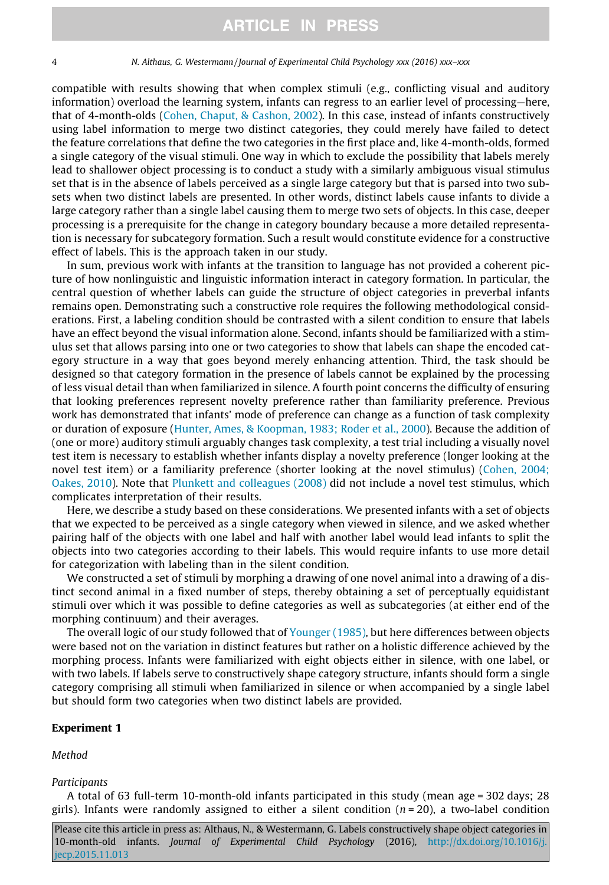compatible with results showing that when complex stimuli (e.g., conflicting visual and auditory information) overload the learning system, infants can regress to an earlier level of processing—here, that of 4-month-olds (Cohen, Chaput, & Cashon, 2002). In this case, instead of infants constructively using label information to merge two distinct categories, they could merely have failed to detect the feature correlations that define the two categories in the first place and, like 4-month-olds, formed a single category of the visual stimuli. One way in which to exclude the possibility that labels merely lead to shallower object processing is to conduct a study with a similarly ambiguous visual stimulus set that is in the absence of labels perceived as a single large category but that is parsed into two subsets when two distinct labels are presented. In other words, distinct labels cause infants to divide a large category rather than a single label causing them to merge two sets of objects. In this case, deeper processing is a prerequisite for the change in category boundary because a more detailed representation is necessary for subcategory formation. Such a result would constitute evidence for a constructive effect of labels. This is the approach taken in our study.

In sum, previous work with infants at the transition to language has not provided a coherent picture of how nonlinguistic and linguistic information interact in category formation. In particular, the central question of whether labels can guide the structure of object categories in preverbal infants remains open. Demonstrating such a constructive role requires the following methodological considerations. First, a labeling condition should be contrasted with a silent condition to ensure that labels have an effect beyond the visual information alone. Second, infants should be familiarized with a stimulus set that allows parsing into one or two categories to show that labels can shape the encoded category structure in a way that goes beyond merely enhancing attention. Third, the task should be designed so that category formation in the presence of labels cannot be explained by the processing of less visual detail than when familiarized in silence. A fourth point concerns the difficulty of ensuring that looking preferences represent novelty preference rather than familiarity preference. Previous work has demonstrated that infants' mode of preference can change as a function of task complexity or duration of exposure (Hunter, Ames, & Koopman, 1983; Roder et al., 2000). Because the addition of (one or more) auditory stimuli arguably changes task complexity, a test trial including a visually novel test item is necessary to establish whether infants display a novelty preference (longer looking at the novel test item) or a familiarity preference (shorter looking at the novel stimulus) (Cohen, 2004; Oakes, 2010). Note that Plunkett and colleagues (2008) did not include a novel test stimulus, which complicates interpretation of their results.

Here, we describe a study based on these considerations. We presented infants with a set of objects that we expected to be perceived as a single category when viewed in silence, and we asked whether pairing half of the objects with one label and half with another label would lead infants to split the objects into two categories according to their labels. This would require infants to use more detail for categorization with labeling than in the silent condition.

We constructed a set of stimuli by morphing a drawing of one novel animal into a drawing of a distinct second animal in a fixed number of steps, thereby obtaining a set of perceptually equidistant stimuli over which it was possible to define categories as well as subcategories (at either end of the morphing continuum) and their averages.

The overall logic of our study followed that of Younger (1985), but here differences between objects were based not on the variation in distinct features but rather on a holistic difference achieved by the morphing process. Infants were familiarized with eight objects either in silence, with one label, or with two labels. If labels serve to constructively shape category structure, infants should form a single category comprising all stimuli when familiarized in silence or when accompanied by a single label but should form two categories when two distinct labels are provided.

## Experiment 1

*Method*

*Participants*

A total of 63 full-term 10-month-old infants participated in this study (mean age = 302 days; 28 girls). Infants were randomly assigned to either a silent condition ($n = 20$), a two-label condition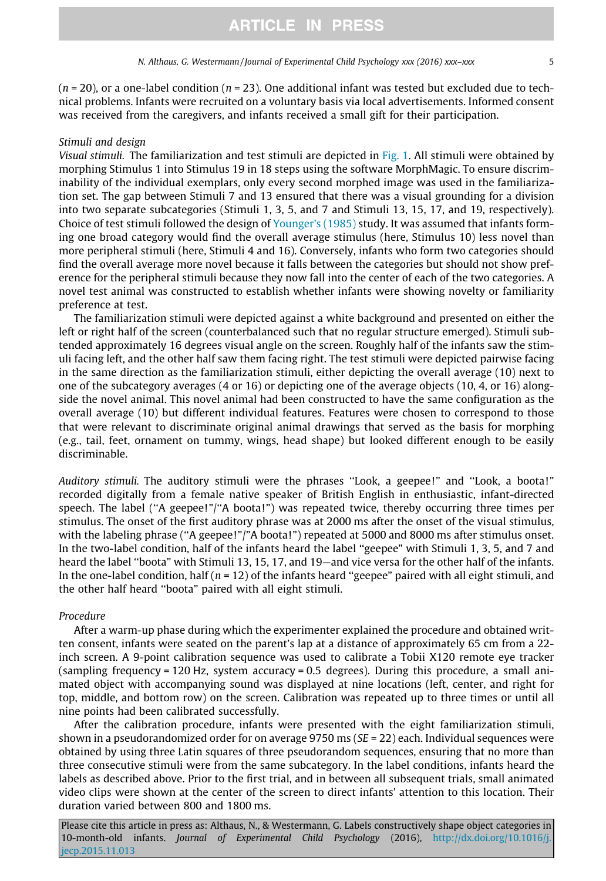($n$ = 20), or a one-label condition ($n$ = 23). One additional infant was tested but excluded due to technical problems. Infants were recruited on a voluntary basis via local advertisements. Informed consent was received from the caregivers, and infants received a small gift for their participation.

*Stimuli and design*

*Visual stimuli.* The familiarization and test stimuli are depicted in Fig. 1. All stimuli were obtained by morphing Stimulus 1 into Stimulus 19 in 18 steps using the software MorphMagic. To ensure discriminability of the individual exemplars, only every second morphed image was used in the familiarization set. The gap between Stimuli 7 and 13 ensured that there was a visual grounding for a division into two separate subcategories (Stimuli 1, 3, 5, and 7 and Stimuli 13, 15, 17, and 19, respectively). Choice of test stimuli followed the design of Younger's (1985) study. It was assumed that infants forming one broad category would find the overall average stimulus (here, Stimulus 10) less novel than more peripheral stimuli (here, Stimuli 4 and 16). Conversely, infants who form two categories should find the overall average more novel because it falls between the categories but should not show preference for the peripheral stimuli because they now fall into the center of each of the two categories. A novel test animal was constructed to establish whether infants were showing novelty or familiarity preference at test.

The familiarization stimuli were depicted against a white background and presented on either the left or right half of the screen (counterbalanced such that no regular structure emerged). Stimuli subtended approximately 16 degrees visual angle on the screen. Roughly half of the infants saw the stimuli facing left, and the other half saw them facing right. The test stimuli were depicted pairwise facing in the same direction as the familiarization stimuli, either depicting the overall average (10) next to one of the subcategory averages (4 or 16) or depicting one of the average objects (10, 4, or 16) alongside the novel animal. This novel animal had been constructed to have the same configuration as the overall average (10) but different individual features. Features were chosen to correspond to those that were relevant to discriminate original animal drawings that served as the basis for morphing (e.g., tail, feet, ornament on tummy, wings, head shape) but looked different enough to be easily discriminable.

*Auditory stimuli.* The auditory stimuli were the phrases "Look, a geepee!" and "Look, a boota!" recorded digitally from a female native speaker of British English in enthusiastic, infant-directed speech. The label ("A geepee!"/"A boota!") was repeated twice, thereby occurring three times per stimulus. The onset of the first auditory phrase was at 2000 ms after the onset of the visual stimulus, with the labeling phrase ("A geepee!"/"A boota!") repeated at 5000 and 8000 ms after stimulus onset. In the two-label condition, half of the infants heard the label "geepee" with Stimuli 1, 3, 5, and 7 and heard the label "boota" with Stimuli 13, 15, 17, and 19—and vice versa for the other half of the infants. In the one-label condition, half ($n$ = 12) of the infants heard "geepee" paired with all eight stimuli, and the other half heard "boota" paired with all eight stimuli.

*Procedure*

After a warm-up phase during which the experimenter explained the procedure and obtained written consent, infants were seated on the parent's lap at a distance of approximately 65 cm from a 22-inch screen. A 9-point calibration sequence was used to calibrate a Tobii X120 remote eye tracker (sampling frequency = 120 Hz, system accuracy = 0.5 degrees). During this procedure, a small animated object with accompanying sound was displayed at nine locations (left, center, and right for top, middle, and bottom row) on the screen. Calibration was repeated up to three times or until all nine points had been calibrated successfully.

After the calibration procedure, infants were presented with the eight familiarization stimuli, shown in a pseudorandomized order for on average 9750 ms ($SE$ = 22) each. Individual sequences were obtained by using three Latin squares of three pseudorandom sequences, ensuring that no more than three consecutive stimuli were from the same subcategory. In the label conditions, infants heard the labels as described above. Prior to the first trial, and in between all subsequent trials, small animated video clips were shown at the center of the screen to direct infants' attention to this location. Their duration varied between 800 and 1800 ms.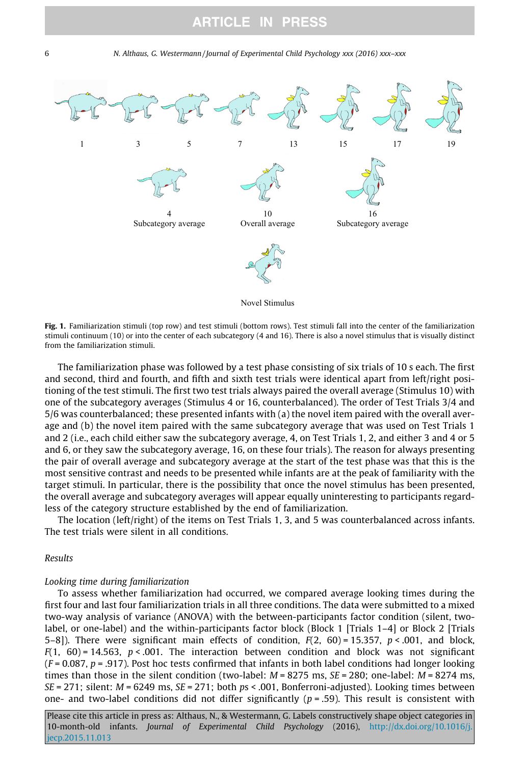**Fig. 1.** Familiarization stimuli (top row) and test stimuli (bottom rows). Test stimuli fall into the center of the familiarization stimuli continuum (10) or into the center of each subcategory (4 and 16). There is also a novel stimulus that is visually distinct from the familiarization stimuli.

The familiarization phase was followed by a test phase consisting of six trials of 10 s each. The first and second, third and fourth, and fifth and sixth test trials were identical apart from left/right positioning of the test stimuli. The first two test trials always paired the overall average (Stimulus 10) with one of the subcategory averages (Stimulus 4 or 16, counterbalanced). The order of Test Trials 3/4 and 5/6 was counterbalanced; these presented infants with (a) the novel item paired with the overall average and (b) the novel item paired with the same subcategory average that was used on Test Trials 1 and 2 (i.e., each child either saw the subcategory average, 4, on Test Trials 1, 2, and either 3 and 4 or 5 and 6, or they saw the subcategory average, 16, on these four trials). The reason for always presenting the pair of overall average and subcategory average at the start of the test phase was that this is the most sensitive contrast and needs to be presented while infants are at the peak of familiarity with the target stimuli. In particular, there is the possibility that once the novel stimulus has been presented, the overall average and subcategory averages will appear equally uninteresting to participants regardless of the category structure established by the end of familiarization.

The location (left/right) of the items on Test Trials 1, 3, and 5 was counterbalanced across infants. The test trials were silent in all conditions.

## Results

### Looking time during familiarization

To assess whether familiarization had occurred, we compared average looking times during the first four and last four familiarization trials in all three conditions. The data were submitted to a mixed two-way analysis of variance (ANOVA) with the between-participants factor condition (silent, two-label, or one-label) and the within-participants factor block (Block 1 [Trials 1–4] or Block 2 [Trials 5–8]). There were significant main effects of condition, $F(2,\ 60) = 15.357$, $p < .001$, and block, $F(1,\ 60) = 14.563$, $p < .001$. The interaction between condition and block was not significant ($F = 0.087$, $p = .917$). Post hoc tests confirmed that infants in both label conditions had longer looking times than those in the silent condition (two-label: $M = 8275$ ms, $SE = 280$; one-label: $M = 8274$ ms, $SE = 271$; silent: $M = 6249$ ms, $SE = 271$; both $ps < .001$, Bonferroni-adjusted). Looking times between one- and two-label conditions did not differ significantly ($p = .59$). This result is consistent with

Please cite this article in press as: Althaus, N., & Westermann, G. Labels constructively shape object categories in 10-month-old infants. Journal of Experimental Child Psychology (2016), http://dx.doi.org/10.1016/j.jecp.2015.11.013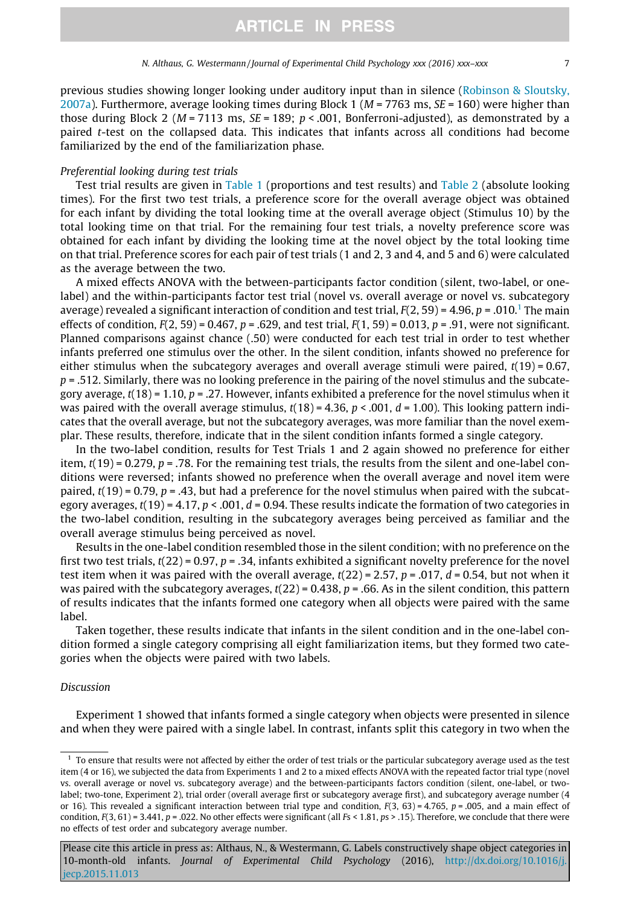previous studies showing longer looking under auditory input than in silence (Robinson & Sloutsky, 2007a). Furthermore, average looking times during Block 1 ($M$ = 7763 ms, $SE$ = 160) were higher than those during Block 2 ($M$ = 7113 ms, $SE$ = 189; $p < .001$, Bonferroni-adjusted), as demonstrated by a paired $t$-test on the collapsed data. This indicates that infants across all conditions had become familiarized by the end of the familiarization phase.

*Preferential looking during test trials*

Test trial results are given in Table 1 (proportions and test results) and Table 2 (absolute looking times). For the first two test trials, a preference score for the overall average object was obtained for each infant by dividing the total looking time at the overall average object (Stimulus 10) by the total looking time on that trial. For the remaining four test trials, a novelty preference score was obtained for each infant by dividing the looking time at the novel object by the total looking time on that trial. Preference scores for each pair of test trials (1 and 2, 3 and 4, and 5 and 6) were calculated as the average between the two.

A mixed effects ANOVA with the between-participants factor condition (silent, two-label, or one-label) and the within-participants factor test trial (novel vs. overall average or novel vs. subcategory average) revealed a significant interaction of condition and test trial, $F(2, 59) = 4.96$, $p = .010$.[1] The main effects of condition, $F(2, 59) = 0.467$, $p = .629$, and test trial, $F(1, 59) = 0.013$, $p = .91$, were not significant. Planned comparisons against chance (.50) were conducted for each test trial in order to test whether infants preferred one stimulus over the other. In the silent condition, infants showed no preference for either stimulus when the subcategory averages and overall average stimuli were paired, $t(19) = 0.67$, $p = .512$. Similarly, there was no looking preference in the pairing of the novel stimulus and the subcategory average, $t(18) = 1.10$, $p = .27$. However, infants exhibited a preference for the novel stimulus when it was paired with the overall average stimulus, $t(18) = 4.36$, $p < .001$, $d = 1.00$). This looking pattern indicates that the overall average, but not the subcategory averages, was more familiar than the novel exemplar. These results, therefore, indicate that in the silent condition infants formed a single category.

In the two-label condition, results for Test Trials 1 and 2 again showed no preference for either item, $t(19) = 0.279$, $p = .78$. For the remaining test trials, the results from the silent and one-label conditions were reversed; infants showed no preference when the overall average and novel item were paired, $t(19) = 0.79$, $p = .43$, but had a preference for the novel stimulus when paired with the subcategory averages, $t(19) = 4.17$, $p < .001$, $d = 0.94$. These results indicate the formation of two categories in the two-label condition, resulting in the subcategory averages being perceived as familiar and the overall average stimulus being perceived as novel.

Results in the one-label condition resembled those in the silent condition; with no preference on the first two test trials, $t(22) = 0.97$, $p = .34$, infants exhibited a significant novelty preference for the novel test item when it was paired with the overall average, $t(22) = 2.57$, $p = .017$, $d = 0.54$, but not when it was paired with the subcategory averages, $t(22) = 0.438$, $p = .66$. As in the silent condition, this pattern of results indicates that the infants formed one category when all objects were paired with the same label.

Taken together, these results indicate that infants in the silent condition and in the one-label condition formed a single category comprising all eight familiarization items, but they formed two categories when the objects were paired with two labels.

*Discussion*

Experiment 1 showed that infants formed a single category when objects were presented in silence and when they were paired with a single label. In contrast, infants split this category in two when the

[1] To ensure that results were not affected by either the order of test trials or the particular subcategory average used as the test item (4 or 16), we subjected the data from Experiments 1 and 2 to a mixed effects ANOVA with the repeated factor trial type (novel vs. overall average or novel vs. subcategory average) and the between-participants factors condition (silent, one-label, or two-label; two-tone, Experiment 2), trial order (overall average first or subcategory average first), and subcategory average number (4 or 16). This revealed a significant interaction between trial type and condition, $F(3, 63) = 4.765$, $p = .005$, and a main effect of condition, $F(3, 61) = 3.441$, $p = .022$. No other effects were significant (all $Fs < 1.81$, $ps > .15$). Therefore, we conclude that there were no effects of test order and subcategory average number.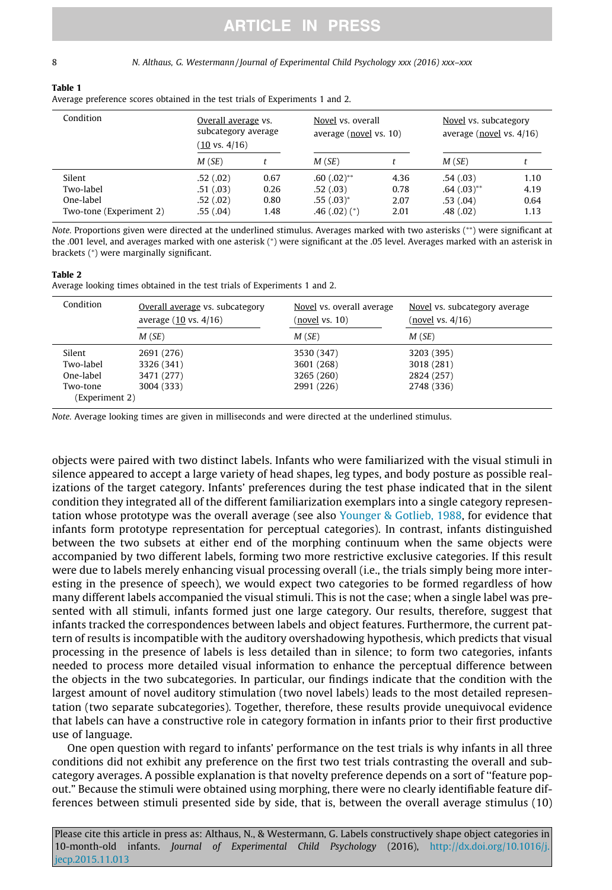**Table 1**
Average preference scores obtained in the test trials of Experiments 1 and 2.

| Condition | Overall average vs. subcategory average (10 vs. 4/16) | | Novel vs. overall average (novel vs. 10) | | Novel vs. subcategory average (novel vs. 4/16) | |
|---|---|---|---|---|---|---|
| | *M* (*SE*) | *t* | *M* (*SE*) | *t* | *M* (*SE*) | *t* |
| Silent | .52 (.02) | 0.67 | .60 (.02)** | 4.36 | .54 (.03) | 1.10 |
| Two-label | .51 (.03) | 0.26 | .52 (.03) | 0.78 | .64 (.03)** | 4.19 |
| One-label | .52 (.02) | 0.80 | .55 (.03)* | 2.07 | .53 (.04) | 0.64 |
| Two-tone (Experiment 2) | .55 (.04) | 1.48 | .46 (.02) (*) | 2.01 | .48 (.02) | 1.13 |

*Note.* Proportions given were directed at the underlined stimulus. Averages marked with two asterisks (**) were significant at the .001 level, and averages marked with one asterisk (*) were significant at the .05 level. Averages marked with an asterisk in brackets (*) were marginally significant.

**Table 2**
Average looking times obtained in the test trials of Experiments 1 and 2.

| Condition | Overall average vs. subcategory average (10 vs. 4/16) | Novel vs. overall average (novel vs. 10) | Novel vs. subcategory average (novel vs. 4/16) |
|---|---|---|---|
| | *M* (*SE*) | *M* (*SE*) | *M* (*SE*) |
| Silent | 2691 (276) | 3530 (347) | 3203 (395) |
| Two-label | 3326 (341) | 3601 (268) | 3018 (281) |
| One-label | 3471 (277) | 3265 (260) | 2824 (257) |
| Two-tone (Experiment 2) | 3004 (333) | 2991 (226) | 2748 (336) |

*Note.* Average looking times are given in milliseconds and were directed at the underlined stimulus.

objects were paired with two distinct labels. Infants who were familiarized with the visual stimuli in silence appeared to accept a large variety of head shapes, leg types, and body posture as possible realizations of the target category. Infants' preferences during the test phase indicated that in the silent condition they integrated all of the different familiarization exemplars into a single category representation whose prototype was the overall average (see also Younger & Gotlieb, 1988, for evidence that infants form prototype representation for perceptual categories). In contrast, infants distinguished between the two subsets at either end of the morphing continuum when the same objects were accompanied by two different labels, forming two more restrictive exclusive categories. If this result were due to labels merely enhancing visual processing overall (i.e., the trials simply being more interesting in the presence of speech), we would expect two categories to be formed regardless of how many different labels accompanied the visual stimuli. This is not the case; when a single label was presented with all stimuli, infants formed just one large category. Our results, therefore, suggest that infants tracked the correspondences between labels and object features. Furthermore, the current pattern of results is incompatible with the auditory overshadowing hypothesis, which predicts that visual processing in the presence of labels is less detailed than in silence; to form two categories, infants needed to process more detailed visual information to enhance the perceptual difference between the objects in the two subcategories. In particular, our findings indicate that the condition with the largest amount of novel auditory stimulation (two novel labels) leads to the most detailed representation (two separate subcategories). Together, therefore, these results provide unequivocal evidence that labels can have a constructive role in category formation in infants prior to their first productive use of language.

One open question with regard to infants' performance on the test trials is why infants in all three conditions did not exhibit any preference on the first two test trials contrasting the overall and subcategory averages. A possible explanation is that novelty preference depends on a sort of "feature pop-out." Because the stimuli were obtained using morphing, there were no clearly identifiable feature differences between stimuli presented side by side, that is, between the overall average stimulus (10)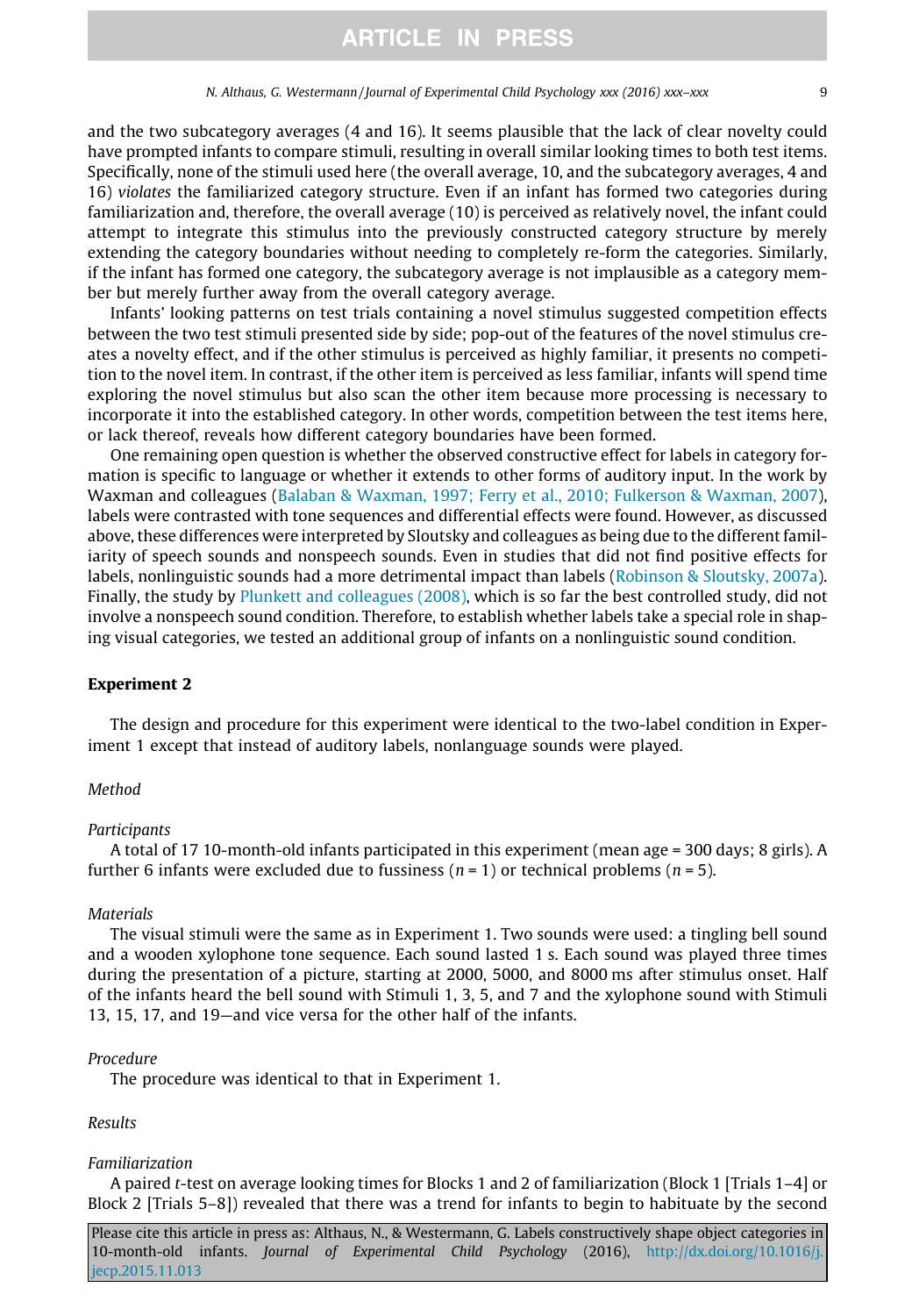and the two subcategory averages (4 and 16). It seems plausible that the lack of clear novelty could have prompted infants to compare stimuli, resulting in overall similar looking times to both test items. Specifically, none of the stimuli used here (the overall average, 10, and the subcategory averages, 4 and 16) *violates* the familiarized category structure. Even if an infant has formed two categories during familiarization and, therefore, the overall average (10) is perceived as relatively novel, the infant could attempt to integrate this stimulus into the previously constructed category structure by merely extending the category boundaries without needing to completely re-form the categories. Similarly, if the infant has formed one category, the subcategory average is not implausible as a category member but merely further away from the overall category average.

Infants' looking patterns on test trials containing a novel stimulus suggested competition effects between the two test stimuli presented side by side; pop-out of the features of the novel stimulus creates a novelty effect, and if the other stimulus is perceived as highly familiar, it presents no competition to the novel item. In contrast, if the other item is perceived as less familiar, infants will spend time exploring the novel stimulus but also scan the other item because more processing is necessary to incorporate it into the established category. In other words, competition between the test items here, or lack thereof, reveals how different category boundaries have been formed.

One remaining open question is whether the observed constructive effect for labels in category formation is specific to language or whether it extends to other forms of auditory input. In the work by Waxman and colleagues (Balaban & Waxman, 1997; Ferry et al., 2010; Fulkerson & Waxman, 2007), labels were contrasted with tone sequences and differential effects were found. However, as discussed above, these differences were interpreted by Sloutsky and colleagues as being due to the different familiarity of speech sounds and nonspeech sounds. Even in studies that did not find positive effects for labels, nonlinguistic sounds had a more detrimental impact than labels (Robinson & Sloutsky, 2007a). Finally, the study by Plunkett and colleagues (2008), which is so far the best controlled study, did not involve a nonspeech sound condition. Therefore, to establish whether labels take a special role in shaping visual categories, we tested an additional group of infants on a nonlinguistic sound condition.

## Experiment 2

The design and procedure for this experiment were identical to the two-label condition in Experiment 1 except that instead of auditory labels, nonlanguage sounds were played.

### *Method*

#### *Participants*

A total of 17 10-month-old infants participated in this experiment (mean age = 300 days; 8 girls). A further 6 infants were excluded due to fussiness ($n = 1$) or technical problems ($n = 5$).

#### *Materials*

The visual stimuli were the same as in Experiment 1. Two sounds were used: a tingling bell sound and a wooden xylophone tone sequence. Each sound lasted 1 s. Each sound was played three times during the presentation of a picture, starting at 2000, 5000, and 8000 ms after stimulus onset. Half of the infants heard the bell sound with Stimuli 1, 3, 5, and 7 and the xylophone sound with Stimuli 13, 15, 17, and 19—and vice versa for the other half of the infants.

#### *Procedure*

The procedure was identical to that in Experiment 1.

### *Results*

#### *Familiarization*

A paired *t*-test on average looking times for Blocks 1 and 2 of familiarization (Block 1 [Trials 1–4] or Block 2 [Trials 5–8]) revealed that there was a trend for infants to begin to habituate by the second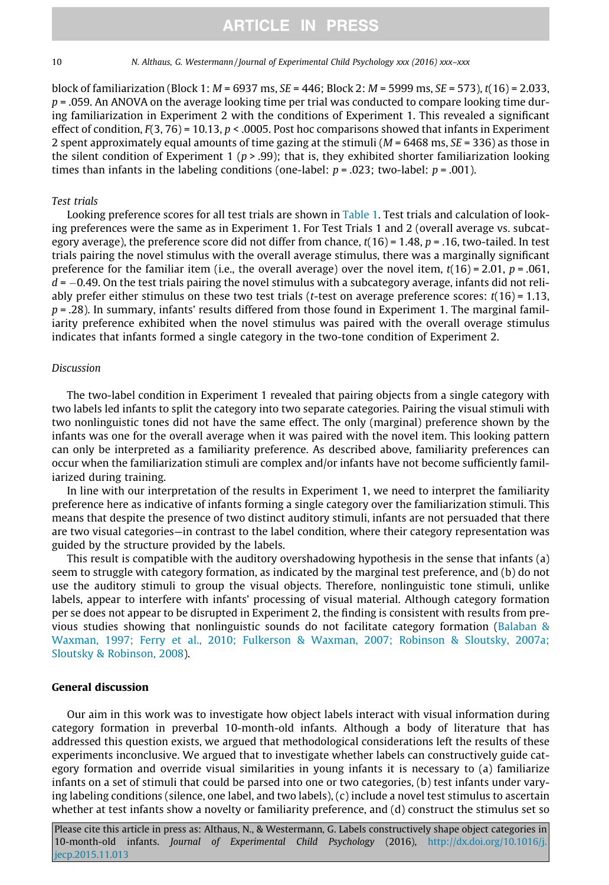block of familiarization (Block 1: $M = 6937$ ms, $SE = 446$; Block 2: $M = 5999$ ms, $SE = 573$), $t(16) = 2.033$, $p = .059$. An ANOVA on the average looking time per trial was conducted to compare looking time during familiarization in Experiment 2 with the conditions of Experiment 1. This revealed a significant effect of condition, $F(3, 76) = 10.13$, $p < .0005$. Post hoc comparisons showed that infants in Experiment 2 spent approximately equal amounts of time gazing at the stimuli ($M = 6468$ ms, $SE = 336$) as those in the silent condition of Experiment 1 ($p > .99$); that is, they exhibited shorter familiarization looking times than infants in the labeling conditions (one-label: $p = .023$; two-label: $p = .001$).

*Test trials*

Looking preference scores for all test trials are shown in Table 1. Test trials and calculation of looking preferences were the same as in Experiment 1. For Test Trials 1 and 2 (overall average vs. subcategory average), the preference score did not differ from chance, $t(16) = 1.48$, $p = .16$, two-tailed. In test trials pairing the novel stimulus with the overall average stimulus, there was a marginally significant preference for the familiar item (i.e., the overall average) over the novel item, $t(16) = 2.01$, $p = .061$, $d = -0.49$. On the test trials pairing the novel stimulus with a subcategory average, infants did not reliably prefer either stimulus on these two test trials ($t$-test on average preference scores: $t(16) = 1.13$, $p = .28$). In summary, infants' results differed from those found in Experiment 1. The marginal familiarity preference exhibited when the novel stimulus was paired with the overall overage stimulus indicates that infants formed a single category in the two-tone condition of Experiment 2.

*Discussion*

The two-label condition in Experiment 1 revealed that pairing objects from a single category with two labels led infants to split the category into two separate categories. Pairing the visual stimuli with two nonlinguistic tones did not have the same effect. The only (marginal) preference shown by the infants was one for the overall average when it was paired with the novel item. This looking pattern can only be interpreted as a familiarity preference. As described above, familiarity preferences can occur when the familiarization stimuli are complex and/or infants have not become sufficiently familiarized during training.

In line with our interpretation of the results in Experiment 1, we need to interpret the familiarity preference here as indicative of infants forming a single category over the familiarization stimuli. This means that despite the presence of two distinct auditory stimuli, infants are not persuaded that there are two visual categories—in contrast to the label condition, where their category representation was guided by the structure provided by the labels.

This result is compatible with the auditory overshadowing hypothesis in the sense that infants (a) seem to struggle with category formation, as indicated by the marginal test preference, and (b) do not use the auditory stimuli to group the visual objects. Therefore, nonlinguistic tone stimuli, unlike labels, appear to interfere with infants' processing of visual material. Although category formation per se does not appear to be disrupted in Experiment 2, the finding is consistent with results from previous studies showing that nonlinguistic sounds do not facilitate category formation (Balaban & Waxman, 1997; Ferry et al., 2010; Fulkerson & Waxman, 2007; Robinson & Sloutsky, 2007a; Sloutsky & Robinson, 2008).

## General discussion

Our aim in this work was to investigate how object labels interact with visual information during category formation in preverbal 10-month-old infants. Although a body of literature that has addressed this question exists, we argued that methodological considerations left the results of these experiments inconclusive. We argued that to investigate whether labels can constructively guide category formation and override visual similarities in young infants it is necessary to (a) familiarize infants on a set of stimuli that could be parsed into one or two categories, (b) test infants under varying labeling conditions (silence, one label, and two labels), (c) include a novel test stimulus to ascertain whether at test infants show a novelty or familiarity preference, and (d) construct the stimulus set so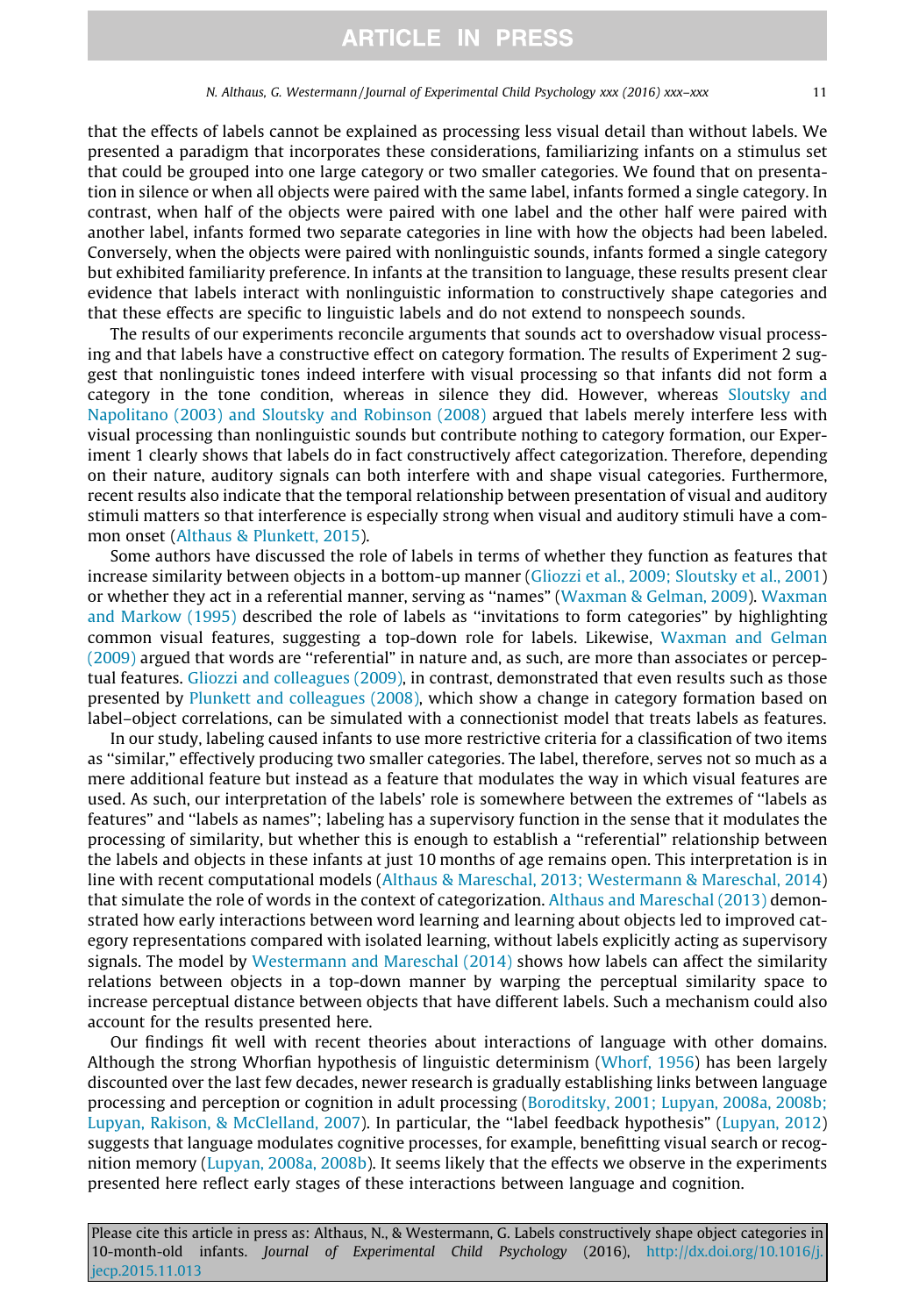that the effects of labels cannot be explained as processing less visual detail than without labels. We presented a paradigm that incorporates these considerations, familiarizing infants on a stimulus set that could be grouped into one large category or two smaller categories. We found that on presentation in silence or when all objects were paired with the same label, infants formed a single category. In contrast, when half of the objects were paired with one label and the other half were paired with another label, infants formed two separate categories in line with how the objects had been labeled. Conversely, when the objects were paired with nonlinguistic sounds, infants formed a single category but exhibited familiarity preference. In infants at the transition to language, these results present clear evidence that labels interact with nonlinguistic information to constructively shape categories and that these effects are specific to linguistic labels and do not extend to nonspeech sounds.

The results of our experiments reconcile arguments that sounds act to overshadow visual processing and that labels have a constructive effect on category formation. The results of Experiment 2 suggest that nonlinguistic tones indeed interfere with visual processing so that infants did not form a category in the tone condition, whereas in silence they did. However, whereas Sloutsky and Napolitano (2003) and Sloutsky and Robinson (2008) argued that labels merely interfere less with visual processing than nonlinguistic sounds but contribute nothing to category formation, our Experiment 1 clearly shows that labels do in fact constructively affect categorization. Therefore, depending on their nature, auditory signals can both interfere with and shape visual categories. Furthermore, recent results also indicate that the temporal relationship between presentation of visual and auditory stimuli matters so that interference is especially strong when visual and auditory stimuli have a common onset (Althaus & Plunkett, 2015).

Some authors have discussed the role of labels in terms of whether they function as features that increase similarity between objects in a bottom-up manner (Gliozzi et al., 2009; Sloutsky et al., 2001) or whether they act in a referential manner, serving as "names" (Waxman & Gelman, 2009). Waxman and Markow (1995) described the role of labels as "invitations to form categories" by highlighting common visual features, suggesting a top-down role for labels. Likewise, Waxman and Gelman (2009) argued that words are "referential" in nature and, as such, are more than associates or perceptual features. Gliozzi and colleagues (2009), in contrast, demonstrated that even results such as those presented by Plunkett and colleagues (2008), which show a change in category formation based on label–object correlations, can be simulated with a connectionist model that treats labels as features.

In our study, labeling caused infants to use more restrictive criteria for a classification of two items as "similar," effectively producing two smaller categories. The label, therefore, serves not so much as a mere additional feature but instead as a feature that modulates the way in which visual features are used. As such, our interpretation of the labels' role is somewhere between the extremes of "labels as features" and "labels as names"; labeling has a supervisory function in the sense that it modulates the processing of similarity, but whether this is enough to establish a "referential" relationship between the labels and objects in these infants at just 10 months of age remains open. This interpretation is in line with recent computational models (Althaus & Mareschal, 2013; Westermann & Mareschal, 2014) that simulate the role of words in the context of categorization. Althaus and Mareschal (2013) demonstrated how early interactions between word learning and learning about objects led to improved category representations compared with isolated learning, without labels explicitly acting as supervisory signals. The model by Westermann and Mareschal (2014) shows how labels can affect the similarity relations between objects in a top-down manner by warping the perceptual similarity space to increase perceptual distance between objects that have different labels. Such a mechanism could also account for the results presented here.

Our findings fit well with recent theories about interactions of language with other domains. Although the strong Whorfian hypothesis of linguistic determinism (Whorf, 1956) has been largely discounted over the last few decades, newer research is gradually establishing links between language processing and perception or cognition in adult processing (Boroditsky, 2001; Lupyan, 2008a, 2008b; Lupyan, Rakison, & McClelland, 2007). In particular, the "label feedback hypothesis" (Lupyan, 2012) suggests that language modulates cognitive processes, for example, benefitting visual search or recognition memory (Lupyan, 2008a, 2008b). It seems likely that the effects we observe in the experiments presented here reflect early stages of these interactions between language and cognition.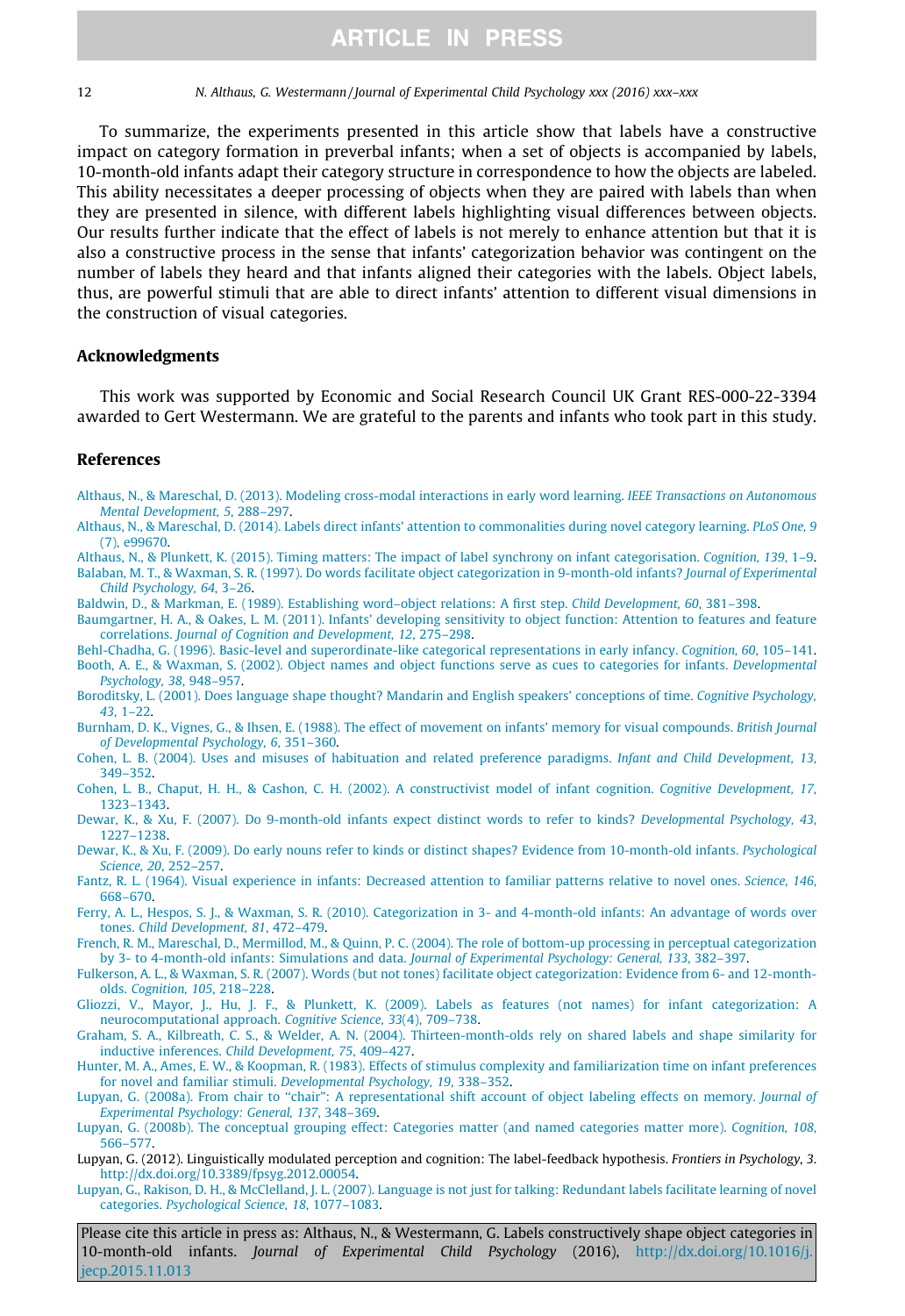To summarize, the experiments presented in this article show that labels have a constructive impact on category formation in preverbal infants; when a set of objects is accompanied by labels, 10-month-old infants adapt their category structure in correspondence to how the objects are labeled. This ability necessitates a deeper processing of objects when they are paired with labels than when they are presented in silence, with different labels highlighting visual differences between objects. Our results further indicate that the effect of labels is not merely to enhance attention but that it is also a constructive process in the sense that infants' categorization behavior was contingent on the number of labels they heard and that infants aligned their categories with the labels. Object labels, thus, are powerful stimuli that are able to direct infants' attention to different visual dimensions in the construction of visual categories.

## Acknowledgments

This work was supported by Economic and Social Research Council UK Grant RES-000-22-3394 awarded to Gert Westermann. We are grateful to the parents and infants who took part in this study.

## References

Althaus, N., & Mareschal, D. (2013). Modeling cross-modal interactions in early word learning. *IEEE Transactions on Autonomous Mental Development, 5*, 288–297.

Althaus, N., & Mareschal, D. (2014). Labels direct infants' attention to commonalities during novel category learning. *PLoS One, 9*(7), e99670.

Althaus, N., & Plunkett, K. (2015). Timing matters: The impact of label synchrony on infant categorisation. *Cognition, 139*, 1–9.

Balaban, M. T., & Waxman, S. R. (1997). Do words facilitate object categorization in 9-month-old infants? *Journal of Experimental Child Psychology, 64*, 3–26.

Baldwin, D., & Markman, E. (1989). Establishing word–object relations: A first step. *Child Development, 60*, 381–398.

Baumgartner, H. A., & Oakes, L. M. (2011). Infants' developing sensitivity to object function: Attention to features and feature correlations. *Journal of Cognition and Development, 12*, 275–298.

Behl-Chadha, G. (1996). Basic-level and superordinate-like categorical representations in early infancy. *Cognition, 60*, 105–141.

Booth, A. E., & Waxman, S. (2002). Object names and object functions serve as cues to categories for infants. *Developmental Psychology, 38*, 948–957.

Boroditsky, L. (2001). Does language shape thought? Mandarin and English speakers' conceptions of time. *Cognitive Psychology, 43*, 1–22.

Burnham, D. K., Vignes, G., & Ihsen, E. (1988). The effect of movement on infants' memory for visual compounds. *British Journal of Developmental Psychology, 6*, 351–360.

Cohen, L. B. (2004). Uses and misuses of habituation and related preference paradigms. *Infant and Child Development, 13*, 349–352.

Cohen, L. B., Chaput, H. H., & Cashon, C. H. (2002). A constructivist model of infant cognition. *Cognitive Development, 17*, 1323–1343.

Dewar, K., & Xu, F. (2007). Do 9-month-old infants expect distinct words to refer to kinds? *Developmental Psychology, 43*, 1227–1238.

Dewar, K., & Xu, F. (2009). Do early nouns refer to kinds or distinct shapes? Evidence from 10-month-old infants. *Psychological Science, 20*, 252–257.

Fantz, R. L. (1964). Visual experience in infants: Decreased attention to familiar patterns relative to novel ones. *Science, 146*, 668–670.

Ferry, A. L., Hespos, S. J., & Waxman, S. R. (2010). Categorization in 3- and 4-month-old infants: An advantage of words over tones. *Child Development, 81*, 472–479.

French, R. M., Mareschal, D., Mermillod, M., & Quinn, P. C. (2004). The role of bottom-up processing in perceptual categorization by 3- to 4-month-old infants: Simulations and data. *Journal of Experimental Psychology: General, 133*, 382–397.

Fulkerson, A. L., & Waxman, S. R. (2007). Words (but not tones) facilitate object categorization: Evidence from 6- and 12-month-olds. *Cognition, 105*, 218–228.

Gliozzi, V., Mayor, J., Hu, J. F., & Plunkett, K. (2009). Labels as features (not names) for infant categorization: A neurocomputational approach. *Cognitive Science, 33*(4), 709–738.

Graham, S. A., Kilbreath, C. S., & Welder, A. N. (2004). Thirteen-month-olds rely on shared labels and shape similarity for inductive inferences. *Child Development, 75*, 409–427.

Hunter, M. A., Ames, E. W., & Koopman, R. (1983). Effects of stimulus complexity and familiarization time on infant preferences for novel and familiar stimuli. *Developmental Psychology, 19*, 338–352.

Lupyan, G. (2008a). From chair to "chair": A representational shift account of object labeling effects on memory. *Journal of Experimental Psychology: General, 137*, 348–369.

Lupyan, G. (2008b). The conceptual grouping effect: Categories matter (and named categories matter more). *Cognition, 108*, 566–577.

Lupyan, G. (2012). Linguistically modulated perception and cognition: The label-feedback hypothesis. *Frontiers in Psychology, 3*. http://dx.doi.org/10.3389/fpsyg.2012.00054.

Lupyan, G., Rakison, D. H., & McClelland, J. L. (2007). Language is not just for talking: Redundant labels facilitate learning of novel categories. *Psychological Science, 18*, 1077–1083.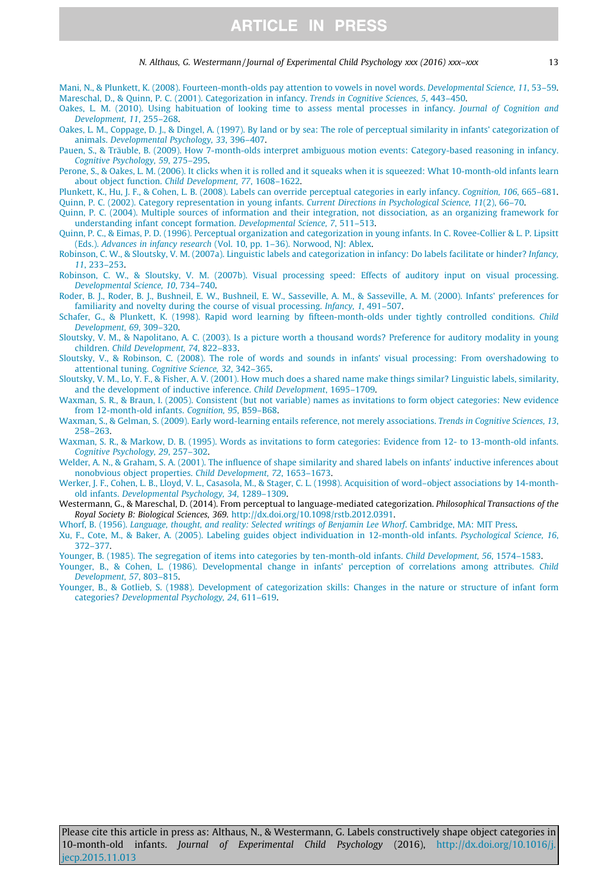Mani, N., & Plunkett, K. (2008). Fourteen-month-olds pay attention to vowels in novel words. *Developmental Science, 11*, 53–59.

Mareschal, D., & Quinn, P. C. (2001). Categorization in infancy. *Trends in Cognitive Sciences, 5*, 443–450.

Oakes, L. M. (2010). Using habituation of looking time to assess mental processes in infancy. *Journal of Cognition and Development, 11*, 255–268.

Oakes, L. M., Coppage, D. J., & Dingel, A. (1997). By land or by sea: The role of perceptual similarity in infants' categorization of animals. *Developmental Psychology, 33*, 396–407.

Pauen, S., & Träuble, B. (2009). How 7-month-olds interpret ambiguous motion events: Category-based reasoning in infancy. *Cognitive Psychology, 59*, 275–295.

Perone, S., & Oakes, L. M. (2006). It clicks when it is rolled and it squeaks when it is squeezed: What 10-month-old infants learn about object function. *Child Development, 77*, 1608–1622.

Plunkett, K., Hu, J. F., & Cohen, L. B. (2008). Labels can override perceptual categories in early infancy. *Cognition, 106*, 665–681.

Quinn, P. C. (2002). Category representation in young infants. *Current Directions in Psychological Science, 11*(2), 66–70.

Quinn, P. C. (2004). Multiple sources of information and their integration, not dissociation, as an organizing framework for understanding infant concept formation. *Developmental Science, 7*, 511–513.

Quinn, P. C., & Eimas, P. D. (1996). Perceptual organization and categorization in young infants. In C. Rovee-Collier & L. P. Lipsitt (Eds.). *Advances in infancy research* (Vol. 10, pp. 1–36). Norwood, NJ: Ablex.

Robinson, C. W., & Sloutsky, V. M. (2007a). Linguistic labels and categorization in infancy: Do labels facilitate or hinder? *Infancy, 11*, 233–253.

Robinson, C. W., & Sloutsky, V. M. (2007b). Visual processing speed: Effects of auditory input on visual processing. *Developmental Science, 10*, 734–740.

Roder, B. J., Roder, B. J., Bushneil, E. W., Bushneil, E. W., Sasseville, A. M., & Sasseville, A. M. (2000). Infants' preferences for familiarity and novelty during the course of visual processing. *Infancy, 1*, 491–507.

Schafer, G., & Plunkett, K. (1998). Rapid word learning by fifteen-month-olds under tightly controlled conditions. *Child Development, 69*, 309–320.

Sloutsky, V. M., & Napolitano, A. C. (2003). Is a picture worth a thousand words? Preference for auditory modality in young children. *Child Development, 74*, 822–833.

Sloutsky, V., & Robinson, C. (2008). The role of words and sounds in infants' visual processing: From overshadowing to attentional tuning. *Cognitive Science, 32*, 342–365.

Sloutsky, V. M., Lo, Y. F., & Fisher, A. V. (2001). How much does a shared name make things similar? Linguistic labels, similarity, and the development of inductive inference. *Child Development*, 1695–1709.

Waxman, S. R., & Braun, I. (2005). Consistent (but not variable) names as invitations to form object categories: New evidence from 12-month-old infants. *Cognition, 95*, B59–B68.

Waxman, S., & Gelman, S. (2009). Early word-learning entails reference, not merely associations. *Trends in Cognitive Sciences, 13*, 258–263.

Waxman, S. R., & Markow, D. B. (1995). Words as invitations to form categories: Evidence from 12- to 13-month-old infants. *Cognitive Psychology, 29*, 257–302.

Welder, A. N., & Graham, S. A. (2001). The influence of shape similarity and shared labels on infants' inductive inferences about nonobvious object properties. *Child Development, 72*, 1653–1673.

Werker, J. F., Cohen, L. B., Lloyd, V. L., Casasola, M., & Stager, C. L. (1998). Acquisition of word–object associations by 14-month-old infants. *Developmental Psychology, 34*, 1289–1309.

Westermann, G., & Mareschal, D. (2014). From perceptual to language-mediated categorization. *Philosophical Transactions of the Royal Society B: Biological Sciences, 369*. http://dx.doi.org/10.1098/rstb.2012.0391.

Whorf, B. (1956). *Language, thought, and reality: Selected writings of Benjamin Lee Whorf*. Cambridge, MA: MIT Press.

Xu, F., Cote, M., & Baker, A. (2005). Labeling guides object individuation in 12-month-old infants. *Psychological Science, 16*, 372–377.

Younger, B. (1985). The segregation of items into categories by ten-month-old infants. *Child Development, 56*, 1574–1583.

Younger, B., & Cohen, L. (1986). Developmental change in infants' perception of correlations among attributes. *Child Development, 57*, 803–815.

Younger, B., & Gotlieb, S. (1988). Development of categorization skills: Changes in the nature or structure of infant form categories? *Developmental Psychology, 24*, 611–619.